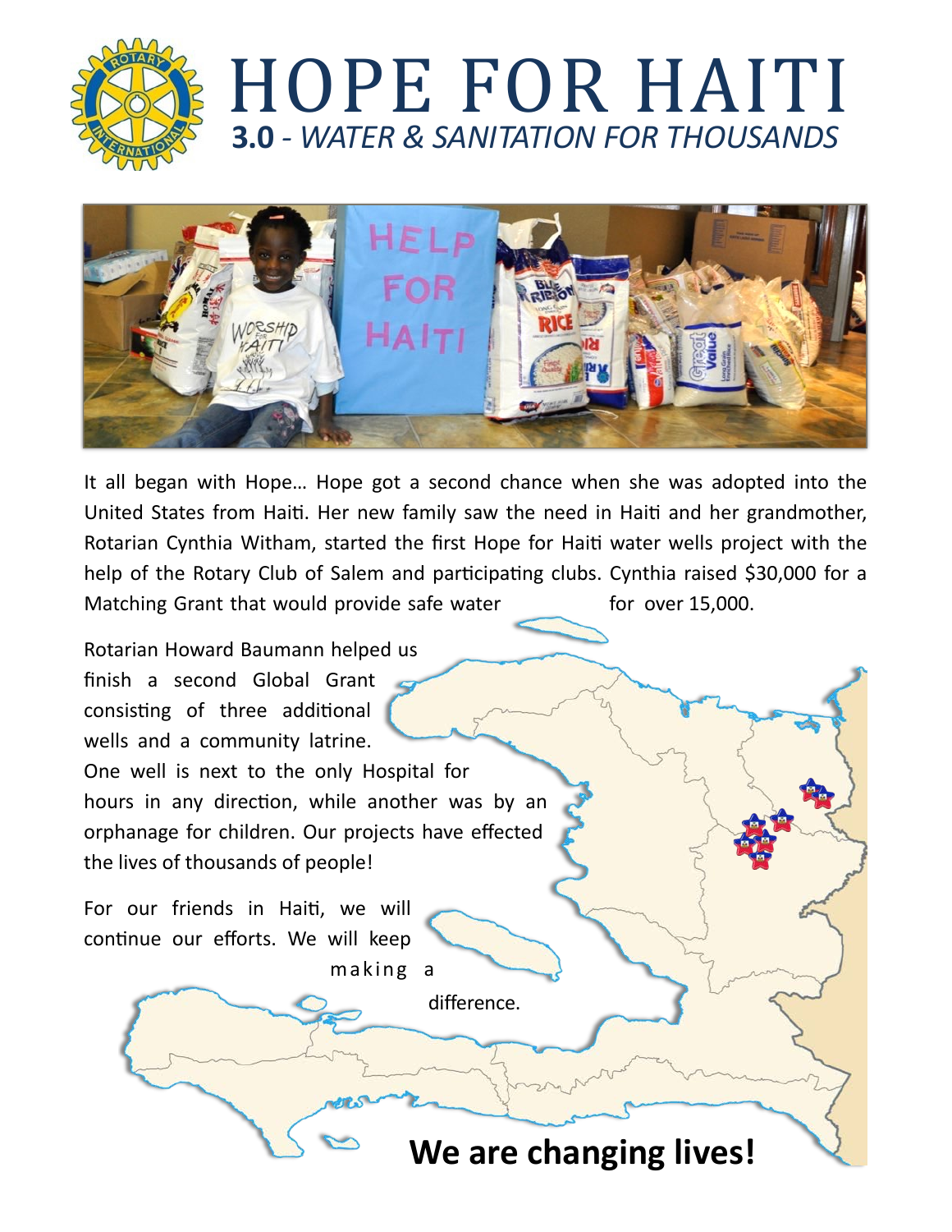# HOPE FOR HAITI

## **3.0** - *WATER & SANITATION FOR THOUSANDS*

It all began with Hope… Hope got a second chance when she was adopted into the United States from Haiti. Her new family saw the need in Haiti and her grandmother, Rotarian Cynthia Witham, started the first Hope for Haiti water wells project with the help of the Rotary Club of Salem and participating clubs. Cynthia raised $30,000 for a Matching Grant that would provide safe water for over 15,000.

Rotarian Howard Baumann helped us finish a second Global Grant consisting of three additional wells and a community latrine. One well is next to the only Hospital for hours in any direction, while another was by an orphanage for children. Our projects have effected the lives of thousands of people!

For our friends in Haiti, we will continue our efforts. We will keep making a difference.

**We are changing lives!**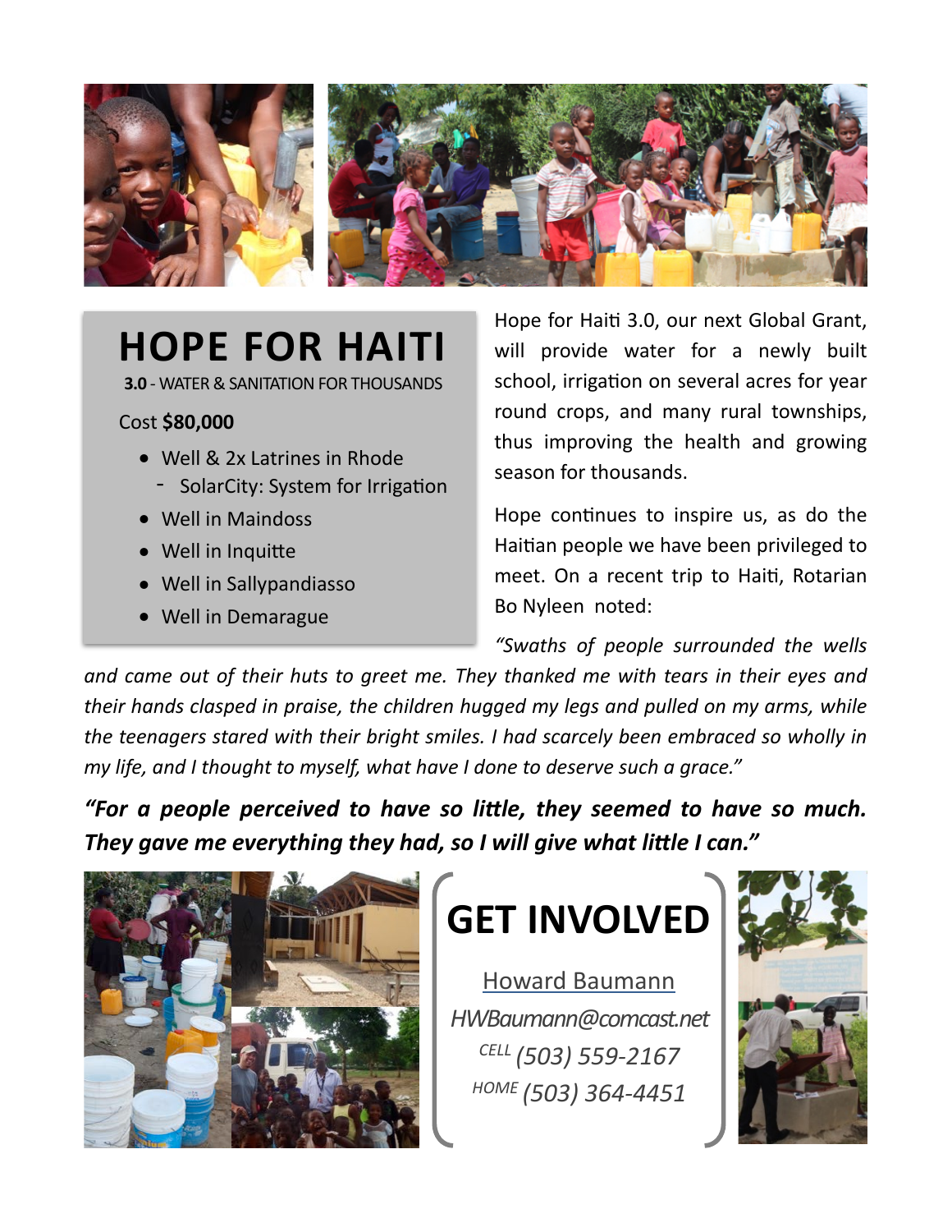# HOPE FOR HAITI

**3.0** - WATER & SANITATION FOR THOUSANDS

Cost **$80,000**

- Well & 2x Latrines in Rhode
  - SolarCity: System for Irrigation
- Well in Maindoss
- Well in Inquitte
- Well in Sallypandiasso
- Well in Demarague

Hope for Haiti 3.0, our next Global Grant, will provide water for a newly built school, irrigation on several acres for year round crops, and many rural townships, thus improving the health and growing season for thousands.

Hope continues to inspire us, as do the Haitian people we have been privileged to meet. On a recent trip to Haiti, Rotarian Bo Nyleen noted:

*"Swaths of people surrounded the wells and came out of their huts to greet me. They thanked me with tears in their eyes and their hands clasped in praise, the children hugged my legs and pulled on my arms, while the teenagers stared with their bright smiles. I had scarcely been embraced so wholly in my life, and I thought to myself, what have I done to deserve such a grace."*

***"For a people perceived to have so little, they seemed to have so much. They gave me everything they had, so I will give what little I can."***

## GET INVOLVED

Howard Baumann

*HWBaumann@comcast.net*

CELL *(503) 559-2167*

HOME *(503) 364-4451*